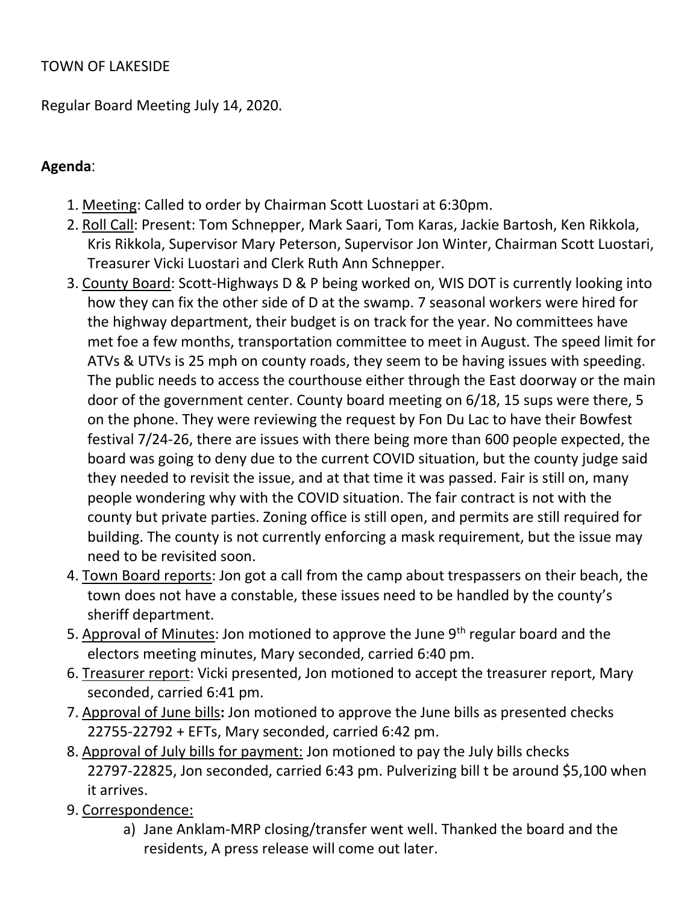TOWN OF LAKESIDE

Regular Board Meeting July 14, 2020.

**Agenda**:

1. Meeting: Called to order by Chairman Scott Luostari at 6:30pm.
2. Roll Call: Present: Tom Schnepper, Mark Saari, Tom Karas, Jackie Bartosh, Ken Rikkola, Kris Rikkola, Supervisor Mary Peterson, Supervisor Jon Winter, Chairman Scott Luostari, Treasurer Vicki Luostari and Clerk Ruth Ann Schnepper.
3. County Board: Scott-Highways D & P being worked on, WIS DOT is currently looking into how they can fix the other side of D at the swamp. 7 seasonal workers were hired for the highway department, their budget is on track for the year. No committees have met foe a few months, transportation committee to meet in August. The speed limit for ATVs & UTVs is 25 mph on county roads, they seem to be having issues with speeding. The public needs to access the courthouse either through the East doorway or the main door of the government center. County board meeting on 6/18, 15 sups were there, 5 on the phone. They were reviewing the request by Fon Du Lac to have their Bowfest festival 7/24-26, there are issues with there being more than 600 people expected, the board was going to deny due to the current COVID situation, but the county judge said they needed to revisit the issue, and at that time it was passed. Fair is still on, many people wondering why with the COVID situation. The fair contract is not with the county but private parties. Zoning office is still open, and permits are still required for building. The county is not currently enforcing a mask requirement, but the issue may need to be revisited soon.
4. Town Board reports: Jon got a call from the camp about trespassers on their beach, the town does not have a constable, these issues need to be handled by the county's sheriff department.
5. Approval of Minutes: Jon motioned to approve the June 9th regular board and the electors meeting minutes, Mary seconded, carried 6:40 pm.
6. Treasurer report: Vicki presented, Jon motioned to accept the treasurer report, Mary seconded, carried 6:41 pm.
7. Approval of June bills**:** Jon motioned to approve the June bills as presented checks 22755-22792 + EFTs, Mary seconded, carried 6:42 pm.
8. Approval of July bills for payment: Jon motioned to pay the July bills checks 22797-22825, Jon seconded, carried 6:43 pm. Pulverizing bill t be around $5,100 when it arrives.
9. Correspondence:
   a) Jane Anklam-MRP closing/transfer went well. Thanked the board and the residents, A press release will come out later.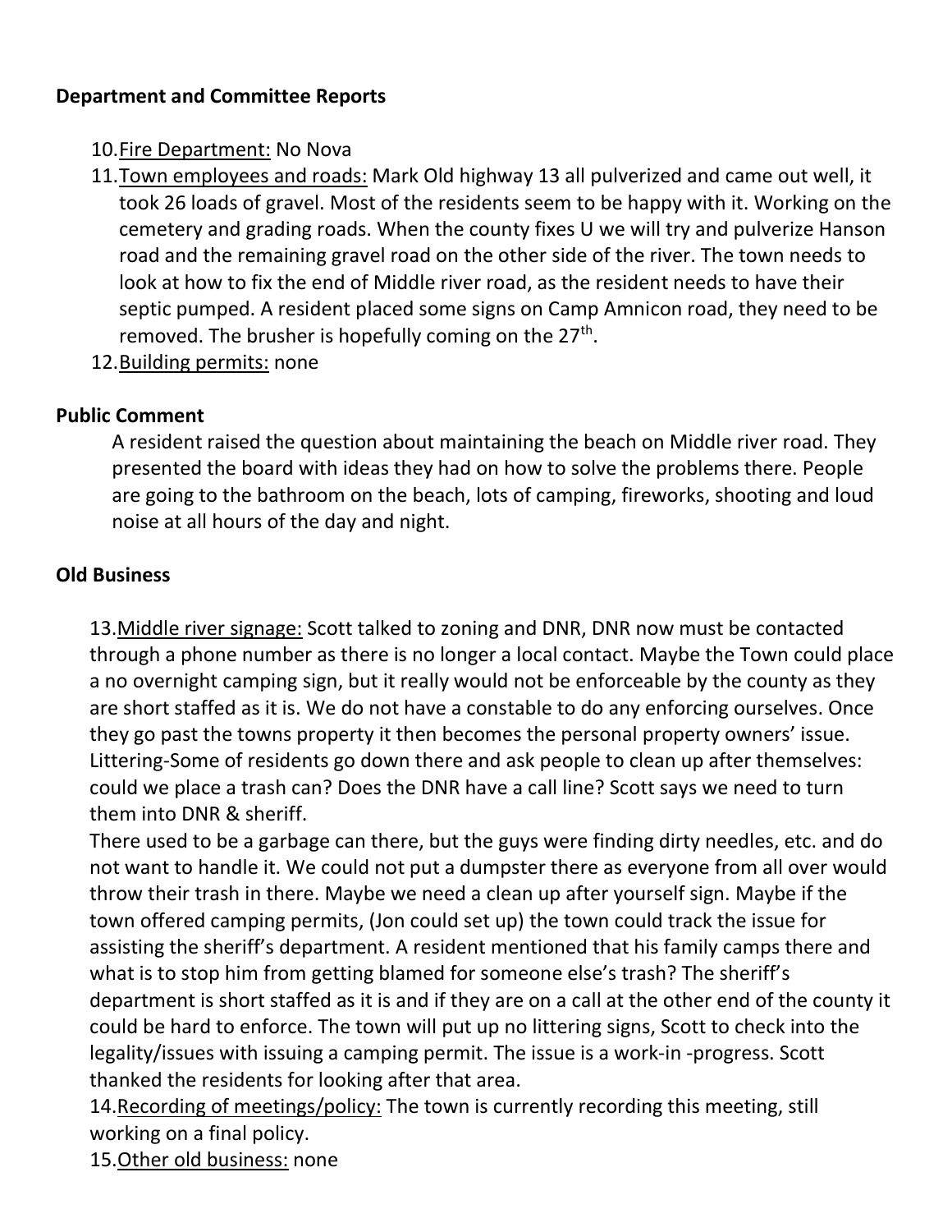**Department and Committee Reports**

10. Fire Department: No Nova
11. Town employees and roads: Mark Old highway 13 all pulverized and came out well, it took 26 loads of gravel. Most of the residents seem to be happy with it. Working on the cemetery and grading roads. When the county fixes U we will try and pulverize Hanson road and the remaining gravel road on the other side of the river. The town needs to look at how to fix the end of Middle river road, as the resident needs to have their septic pumped. A resident placed some signs on Camp Amnicon road, they need to be removed. The brusher is hopefully coming on the 27th.
12. Building permits: none

**Public Comment**

A resident raised the question about maintaining the beach on Middle river road. They presented the board with ideas they had on how to solve the problems there. People are going to the bathroom on the beach, lots of camping, fireworks, shooting and loud noise at all hours of the day and night.

**Old Business**

13. Middle river signage: Scott talked to zoning and DNR, DNR now must be contacted through a phone number as there is no longer a local contact. Maybe the Town could place a no overnight camping sign, but it really would not be enforceable by the county as they are short staffed as it is. We do not have a constable to do any enforcing ourselves. Once they go past the towns property it then becomes the personal property owners' issue. Littering-Some of residents go down there and ask people to clean up after themselves: could we place a trash can? Does the DNR have a call line? Scott says we need to turn them into DNR & sheriff.
There used to be a garbage can there, but the guys were finding dirty needles, etc. and do not want to handle it. We could not put a dumpster there as everyone from all over would throw their trash in there. Maybe we need a clean up after yourself sign. Maybe if the town offered camping permits, (Jon could set up) the town could track the issue for assisting the sheriff's department. A resident mentioned that his family camps there and what is to stop him from getting blamed for someone else's trash? The sheriff's department is short staffed as it is and if they are on a call at the other end of the county it could be hard to enforce. The town will put up no littering signs, Scott to check into the legality/issues with issuing a camping permit. The issue is a work-in -progress. Scott thanked the residents for looking after that area.
14. Recording of meetings/policy: The town is currently recording this meeting, still working on a final policy.
15. Other old business: none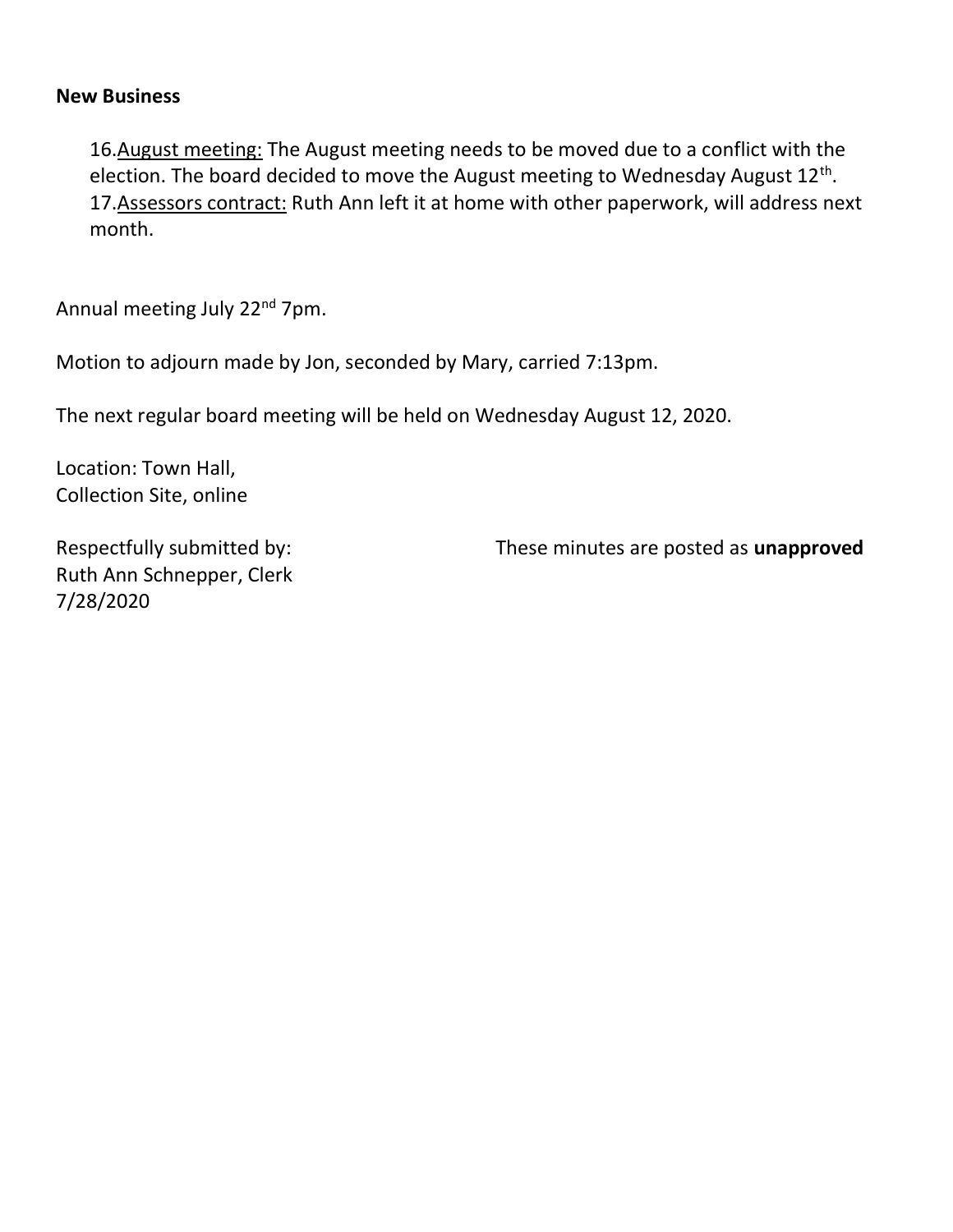**New Business**

16.<u>August meeting:</u> The August meeting needs to be moved due to a conflict with the election. The board decided to move the August meeting to Wednesday August 12th.
17.<u>Assessors contract:</u> Ruth Ann left it at home with other paperwork, will address next month.

Annual meeting July 22nd 7pm.

Motion to adjourn made by Jon, seconded by Mary, carried 7:13pm.

The next regular board meeting will be held on Wednesday August 12, 2020.

Location: Town Hall,
Collection Site, online

Respectfully submitted by:
Ruth Ann Schnepper, Clerk
7/28/2020

These minutes are posted as **unapproved**